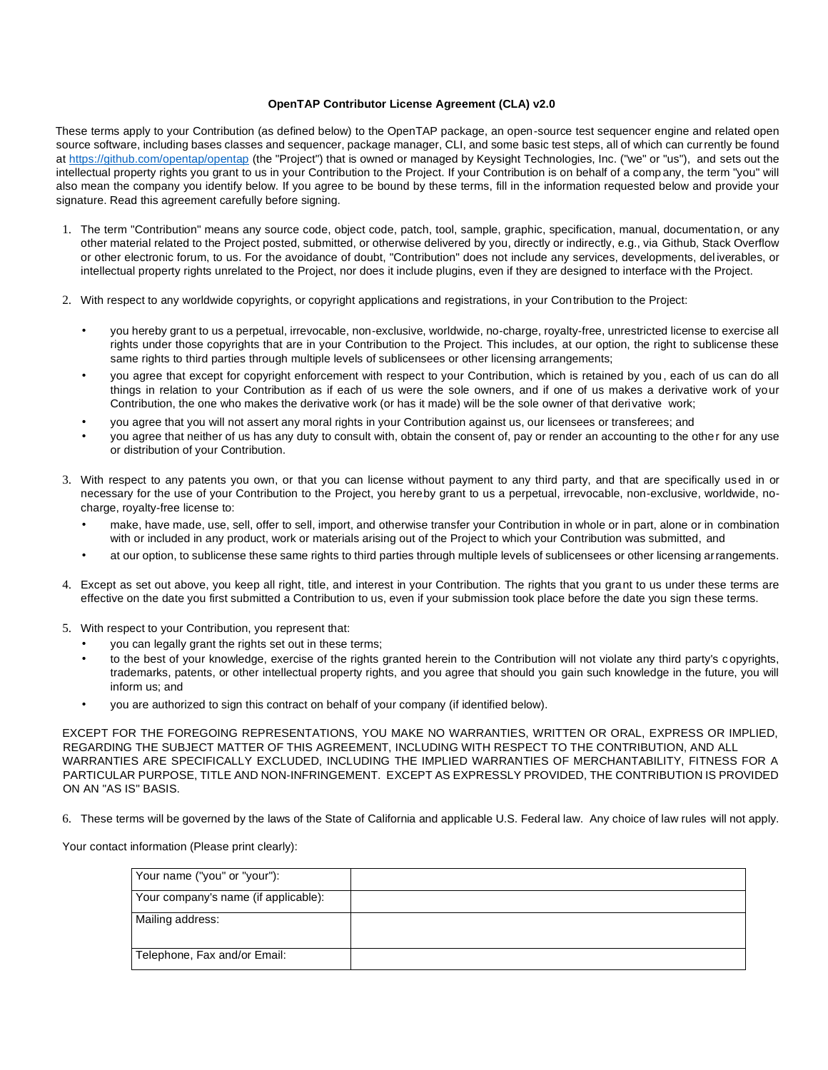**OpenTAP Contributor License Agreement (CLA) v2.0**

These terms apply to your Contribution (as defined below) to the OpenTAP package, an open-source test sequencer engine and related open source software, including bases classes and sequencer, package manager, CLI, and some basic test steps, all of which can currently be found at https://github.com/opentap/opentap (the "Project") that is owned or managed by Keysight Technologies, Inc. ("we" or "us"), and sets out the intellectual property rights you grant to us in your Contribution to the Project. If your Contribution is on behalf of a company, the term "you" will also mean the company you identify below. If you agree to be bound by these terms, fill in the information requested below and provide your signature. Read this agreement carefully before signing.

1. The term "Contribution" means any source code, object code, patch, tool, sample, graphic, specification, manual, documentation, or any other material related to the Project posted, submitted, or otherwise delivered by you, directly or indirectly, e.g., via Github, Stack Overflow or other electronic forum, to us. For the avoidance of doubt, "Contribution" does not include any services, developments, deliverables, or intellectual property rights unrelated to the Project, nor does it include plugins, even if they are designed to interface with the Project.

2. With respect to any worldwide copyrights, or copyright applications and registrations, in your Contribution to the Project:

   - you hereby grant to us a perpetual, irrevocable, non-exclusive, worldwide, no-charge, royalty-free, unrestricted license to exercise all rights under those copyrights that are in your Contribution to the Project. This includes, at our option, the right to sublicense these same rights to third parties through multiple levels of sublicensees or other licensing arrangements;
   - you agree that except for copyright enforcement with respect to your Contribution, which is retained by you, each of us can do all things in relation to your Contribution as if each of us were the sole owners, and if one of us makes a derivative work of your Contribution, the one who makes the derivative work (or has it made) will be the sole owner of that derivative work;
   - you agree that you will not assert any moral rights in your Contribution against us, our licensees or transferees; and
   - you agree that neither of us has any duty to consult with, obtain the consent of, pay or render an accounting to the other for any use or distribution of your Contribution.

3. With respect to any patents you own, or that you can license without payment to any third party, and that are specifically used in or necessary for the use of your Contribution to the Project, you hereby grant to us a perpetual, irrevocable, non-exclusive, worldwide, no-charge, royalty-free license to:

   - make, have made, use, sell, offer to sell, import, and otherwise transfer your Contribution in whole or in part, alone or in combination with or included in any product, work or materials arising out of the Project to which your Contribution was submitted, and
   - at our option, to sublicense these same rights to third parties through multiple levels of sublicensees or other licensing arrangements.

4. Except as set out above, you keep all right, title, and interest in your Contribution. The rights that you grant to us under these terms are effective on the date you first submitted a Contribution to us, even if your submission took place before the date you sign these terms.

5. With respect to your Contribution, you represent that:
   - you can legally grant the rights set out in these terms;
   - to the best of your knowledge, exercise of the rights granted herein to the Contribution will not violate any third party's copyrights, trademarks, patents, or other intellectual property rights, and you agree that should you gain such knowledge in the future, you will inform us; and
   - you are authorized to sign this contract on behalf of your company (if identified below).

EXCEPT FOR THE FOREGOING REPRESENTATIONS, YOU MAKE NO WARRANTIES, WRITTEN OR ORAL, EXPRESS OR IMPLIED, REGARDING THE SUBJECT MATTER OF THIS AGREEMENT, INCLUDING WITH RESPECT TO THE CONTRIBUTION, AND ALL WARRANTIES ARE SPECIFICALLY EXCLUDED, INCLUDING THE IMPLIED WARRANTIES OF MERCHANTABILITY, FITNESS FOR A PARTICULAR PURPOSE, TITLE AND NON-INFRINGEMENT. EXCEPT AS EXPRESSLY PROVIDED, THE CONTRIBUTION IS PROVIDED ON AN "AS IS" BASIS.

6. These terms will be governed by the laws of the State of California and applicable U.S. Federal law. Any choice of law rules will not apply.

Your contact information (Please print clearly):

| | |
|---|---|
| Your name ("you" or "your"): | |
| Your company's name (if applicable): | |
| Mailing address: | |
| Telephone, Fax and/or Email: | |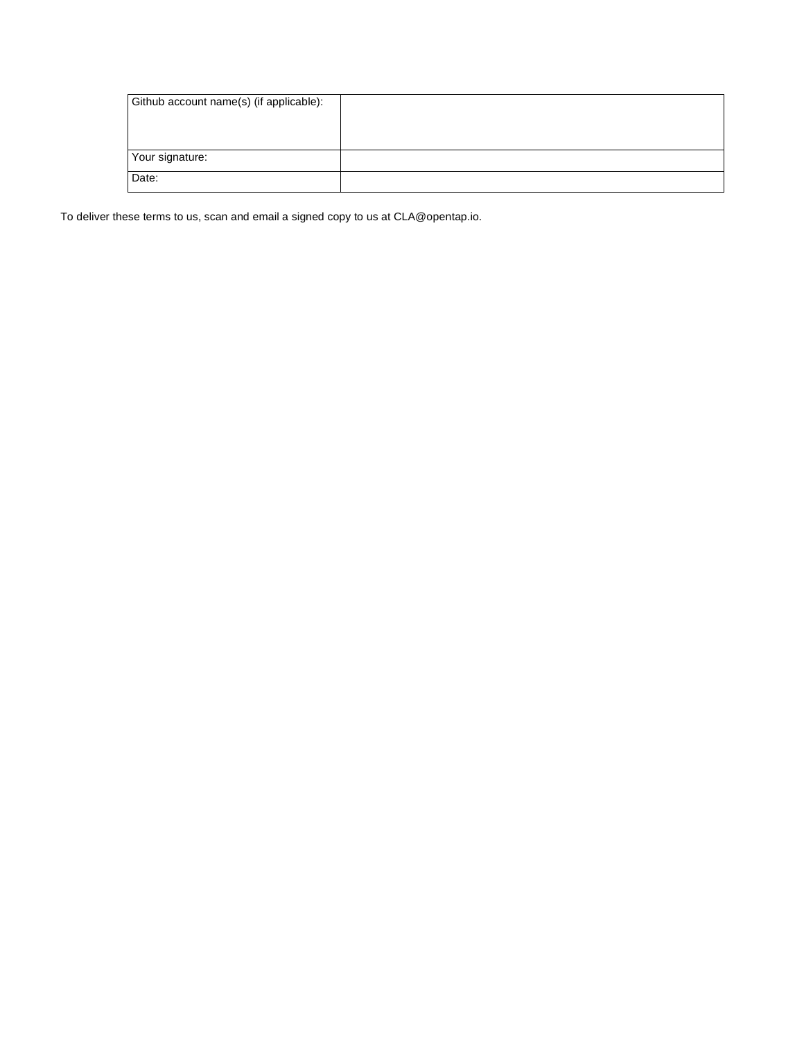| | |
|---|---|
| Github account name(s) (if applicable): | |
| Your signature: | |
| Date: | |

To deliver these terms to us, scan and email a signed copy to us at CLA@opentap.io.